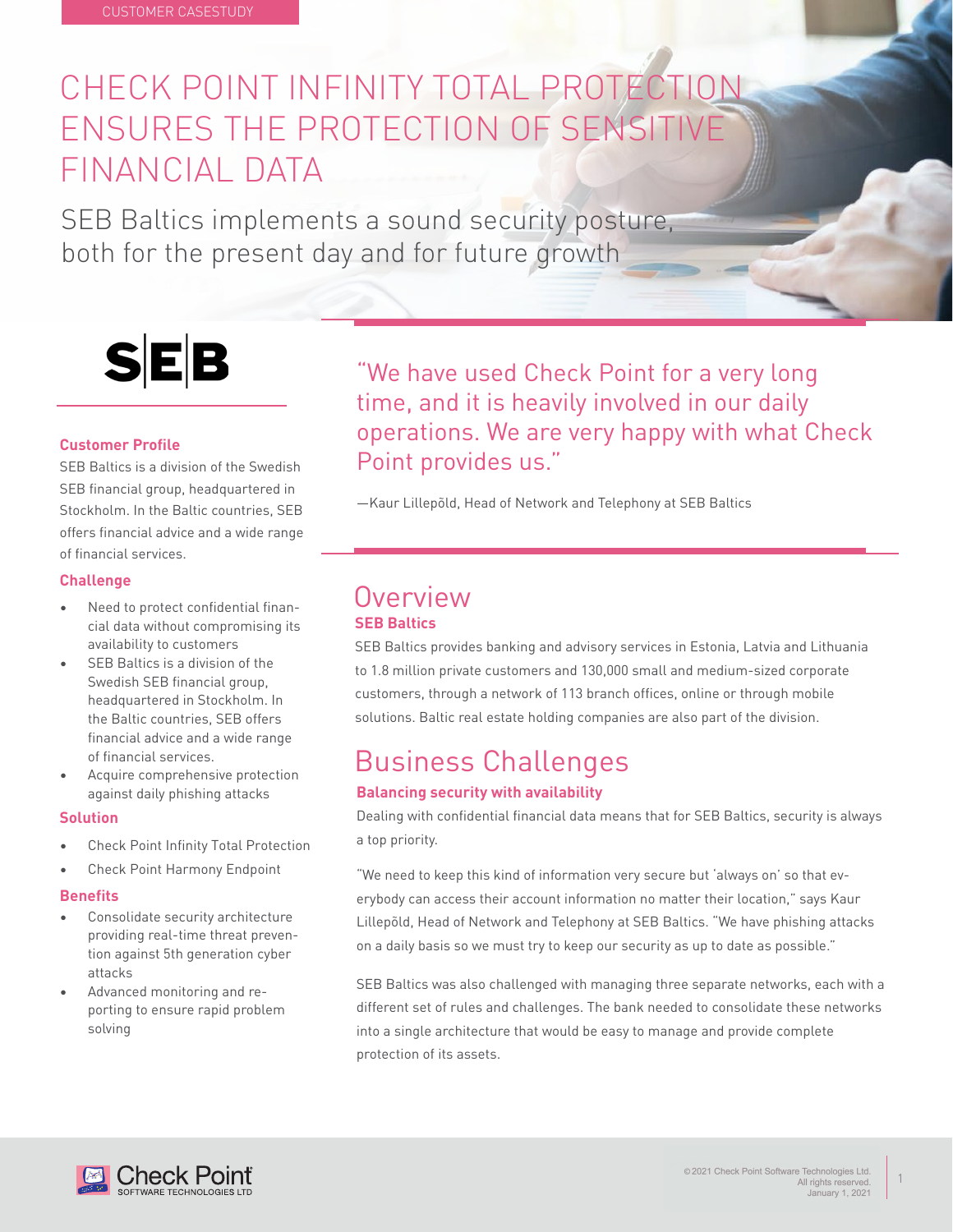CUSTOMER CASESTUDY

# CHECK POINT INFINITY TOTAL PROTECTION ENSURES THE PROTECTION OF SENSITIVE FINANCIAL DATA

## SEB Baltics implements a sound security posture, both for the present day and for future growth

SEB

### Customer Profile

SEB Baltics is a division of the Swedish SEB financial group, headquartered in Stockholm. In the Baltic countries, SEB offers financial advice and a wide range of financial services.

### Challenge

- Need to protect confidential financial data without compromising its availability to customers
- SEB Baltics is a division of the Swedish SEB financial group, headquartered in Stockholm. In the Baltic countries, SEB offers financial advice and a wide range of financial services.
- Acquire comprehensive protection against daily phishing attacks

### Solution

- Check Point Infinity Total Protection
- Check Point Harmony Endpoint

### Benefits

- Consolidate security architecture providing real-time threat prevention against 5th generation cyber attacks
- Advanced monitoring and reporting to ensure rapid problem solving

> "We have used Check Point for a very long time, and it is heavily involved in our daily operations. We are very happy with what Check Point provides us."
>
> —Kaur Lillepõld, Head of Network and Telephony at SEB Baltics

## Overview

### SEB Baltics

SEB Baltics provides banking and advisory services in Estonia, Latvia and Lithuania to 1.8 million private customers and 130,000 small and medium-sized corporate customers, through a network of 113 branch offices, online or through mobile solutions. Baltic real estate holding companies are also part of the division.

## Business Challenges

### Balancing security with availability

Dealing with confidential financial data means that for SEB Baltics, security is always a top priority.

"We need to keep this kind of information very secure but 'always on' so that everybody can access their account information no matter their location," says Kaur Lillepõld, Head of Network and Telephony at SEB Baltics. "We have phishing attacks on a daily basis so we must try to keep our security as up to date as possible."

SEB Baltics was also challenged with managing three separate networks, each with a different set of rules and challenges. The bank needed to consolidate these networks into a single architecture that would be easy to manage and provide complete protection of its assets.

©2021 Check Point Software Technologies Ltd. All rights reserved. January 1, 2021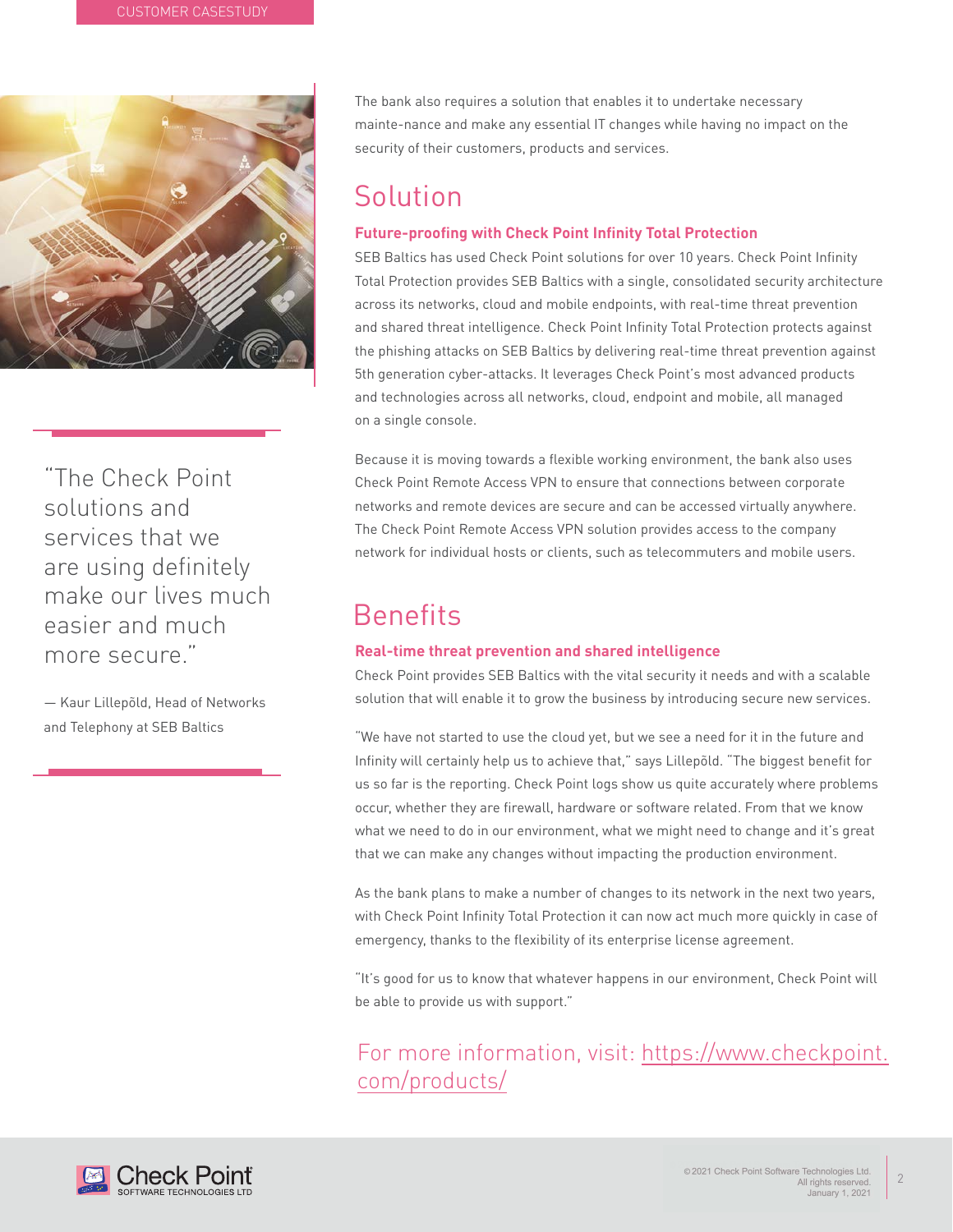The bank also requires a solution that enables it to undertake necessary mainte-nance and make any essential IT changes while having no impact on the security of their customers, products and services.

# Solution

### Future-proofing with Check Point Infinity Total Protection

SEB Baltics has used Check Point solutions for over 10 years. Check Point Infinity Total Protection provides SEB Baltics with a single, consolidated security architecture across its networks, cloud and mobile endpoints, with real-time threat prevention and shared threat intelligence. Check Point Infinity Total Protection protects against the phishing attacks on SEB Baltics by delivering real-time threat prevention against 5th generation cyber-attacks. It leverages Check Point's most advanced products and technologies across all networks, cloud, endpoint and mobile, all managed on a single console.

Because it is moving towards a flexible working environment, the bank also uses Check Point Remote Access VPN to ensure that connections between corporate networks and remote devices are secure and can be accessed virtually anywhere. The Check Point Remote Access VPN solution provides access to the company network for individual hosts or clients, such as telecommuters and mobile users.

> "The Check Point solutions and services that we are using definitely make our lives much easier and much more secure."
>
> — Kaur Lillepõld, Head of Networks and Telephony at SEB Baltics

# Benefits

### Real-time threat prevention and shared intelligence

Check Point provides SEB Baltics with the vital security it needs and with a scalable solution that will enable it to grow the business by introducing secure new services.

"We have not started to use the cloud yet, but we see a need for it in the future and Infinity will certainly help us to achieve that," says Lillepõld. "The biggest benefit for us so far is the reporting. Check Point logs show us quite accurately where problems occur, whether they are firewall, hardware or software related. From that we know what we need to do in our environment, what we might need to change and it's great that we can make any changes without impacting the production environment.

As the bank plans to make a number of changes to its network in the next two years, with Check Point Infinity Total Protection it can now act much more quickly in case of emergency, thanks to the flexibility of its enterprise license agreement.

"It's good for us to know that whatever happens in our environment, Check Point will be able to provide us with support."

For more information, visit: https://www.checkpoint.com/products/

©2021 Check Point Software Technologies Ltd. All rights reserved. January 1, 2021